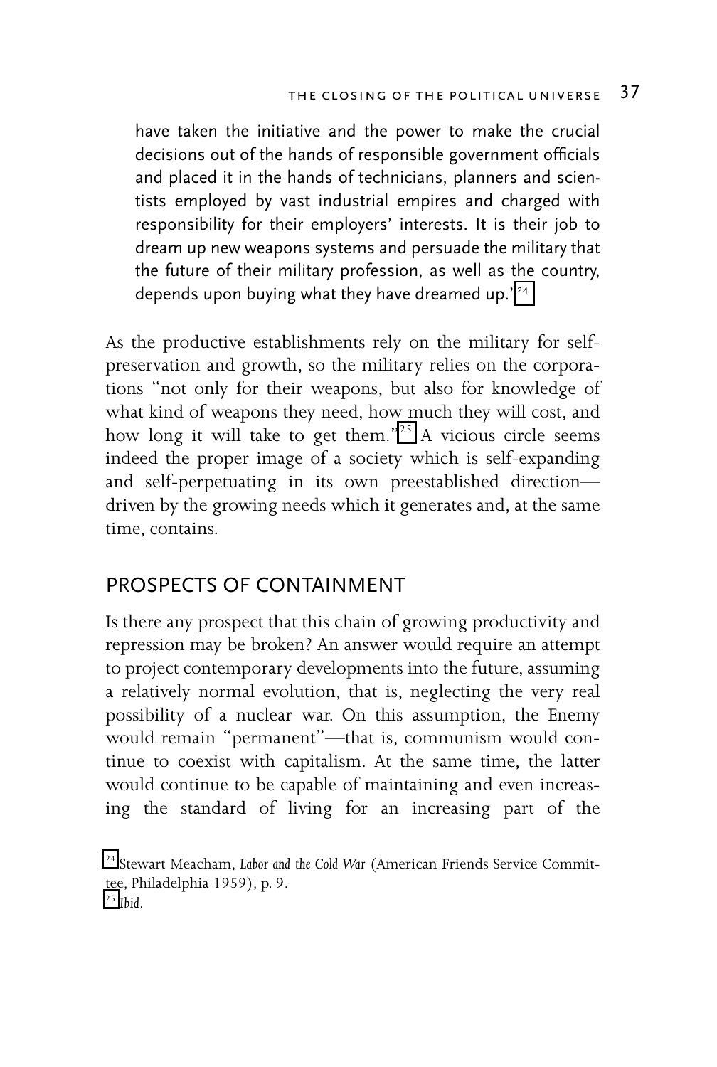have taken the initiative and the power to make the crucial decisions out of the hands of responsible government officials and placed it in the hands of technicians, planners and scientists employed by vast industrial empires and charged with responsibility for their employers' interests. It is their job to dream up new weapons systems and persuade the military that the future of their military profession, as well as the country, depends upon buying what they have dreamed up.'[24]

As the productive establishments rely on the military for self-preservation and growth, so the military relies on the corporations "not only for their weapons, but also for knowledge of what kind of weapons they need, how much they will cost, and how long it will take to get them."[25] A vicious circle seems indeed the proper image of a society which is self-expanding and self-perpetuating in its own preestablished direction—driven by the growing needs which it generates and, at the same time, contains.

## PROSPECTS OF CONTAINMENT

Is there any prospect that this chain of growing productivity and repression may be broken? An answer would require an attempt to project contemporary developments into the future, assuming a relatively normal evolution, that is, neglecting the very real possibility of a nuclear war. On this assumption, the Enemy would remain "permanent"—that is, communism would continue to coexist with capitalism. At the same time, the latter would continue to be capable of maintaining and even increasing the standard of living for an increasing part of the

[24] Stewart Meacham, *Labor and the Cold War* (American Friends Service Committee, Philadelphia 1959), p. 9.
[25] *Ibid*.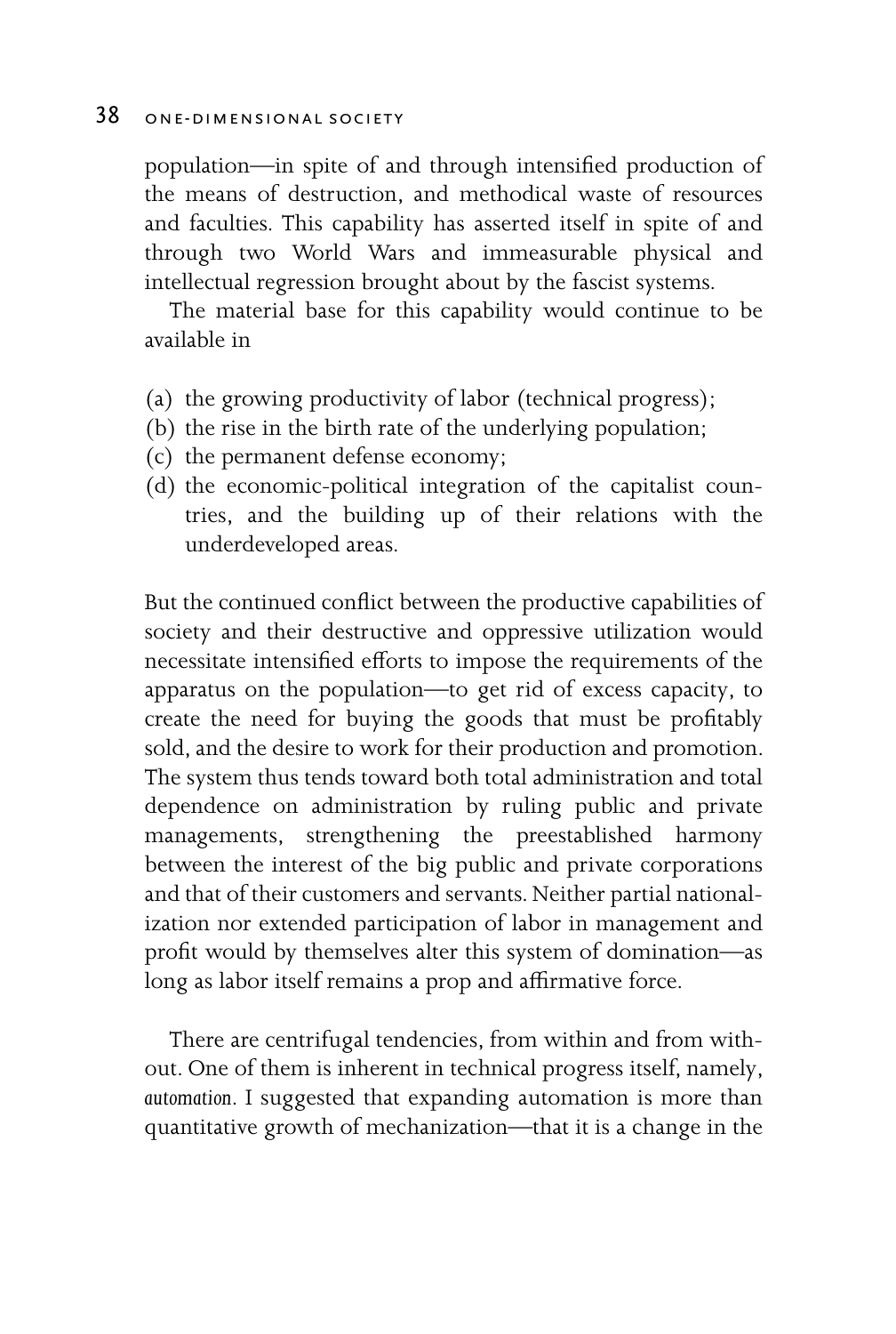population—in spite of and through intensified production of the means of destruction, and methodical waste of resources and faculties. This capability has asserted itself in spite of and through two World Wars and immeasurable physical and intellectual regression brought about by the fascist systems.

The material base for this capability would continue to be available in

(a) the growing productivity of labor (technical progress);
(b) the rise in the birth rate of the underlying population;
(c) the permanent defense economy;
(d) the economic-political integration of the capitalist countries, and the building up of their relations with the underdeveloped areas.

But the continued conflict between the productive capabilities of society and their destructive and oppressive utilization would necessitate intensified efforts to impose the requirements of the apparatus on the population—to get rid of excess capacity, to create the need for buying the goods that must be profitably sold, and the desire to work for their production and promotion. The system thus tends toward both total administration and total dependence on administration by ruling public and private managements, strengthening the preestablished harmony between the interest of the big public and private corporations and that of their customers and servants. Neither partial nationalization nor extended participation of labor in management and profit would by themselves alter this system of domination—as long as labor itself remains a prop and affirmative force.

There are centrifugal tendencies, from within and from without. One of them is inherent in technical progress itself, namely, *automation*. I suggested that expanding automation is more than quantitative growth of mechanization—that it is a change in the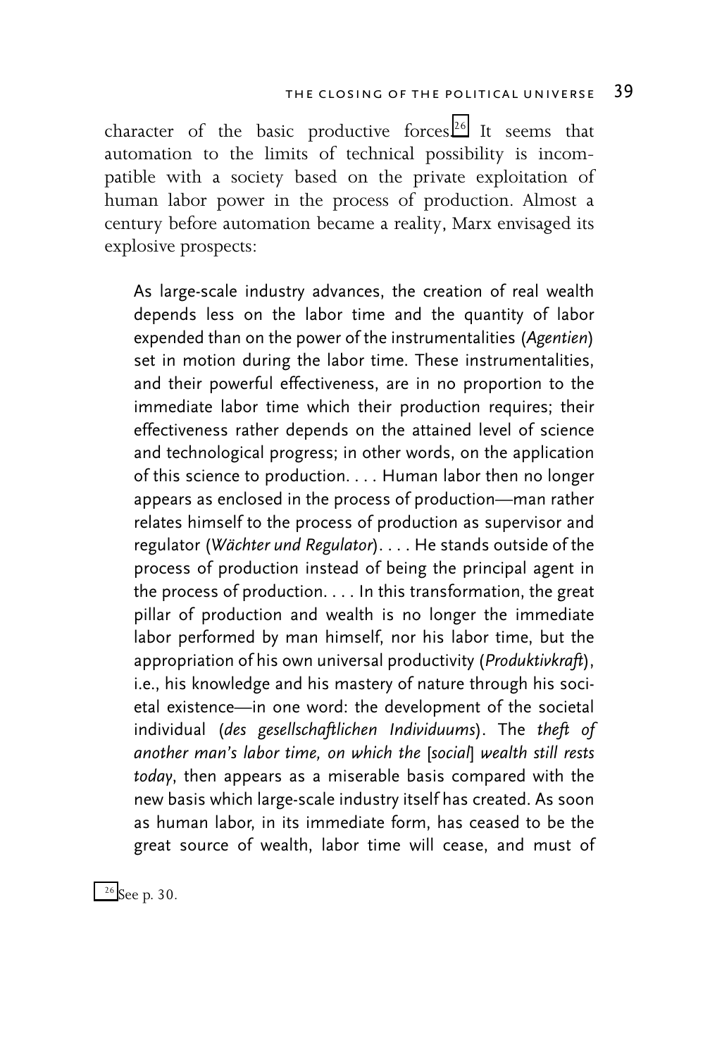character of the basic productive forces.[26] It seems that automation to the limits of technical possibility is incompatible with a society based on the private exploitation of human labor power in the process of production. Almost a century before automation became a reality, Marx envisaged its explosive prospects:

> As large-scale industry advances, the creation of real wealth depends less on the labor time and the quantity of labor expended than on the power of the instrumentalities (*Agentien*) set in motion during the labor time. These instrumentalities, and their powerful effectiveness, are in no proportion to the immediate labor time which their production requires; their effectiveness rather depends on the attained level of science and technological progress; in other words, on the application of this science to production. . . . Human labor then no longer appears as enclosed in the process of production—man rather relates himself to the process of production as supervisor and regulator (*Wächter und Regulator*). . . . He stands outside of the process of production instead of being the principal agent in the process of production. . . . In this transformation, the great pillar of production and wealth is no longer the immediate labor performed by man himself, nor his labor time, but the appropriation of his own universal productivity (*Produktivkraft*), i.e., his knowledge and his mastery of nature through his societal existence—in one word: the development of the societal individual (*des gesellschaftlichen Individuums*). The *theft of another man's labor time, on which the* [*social*] *wealth still rests today*, then appears as a miserable basis compared with the new basis which large-scale industry itself has created. As soon as human labor, in its immediate form, has ceased to be the great source of wealth, labor time will cease, and must of

[26] See p. 30.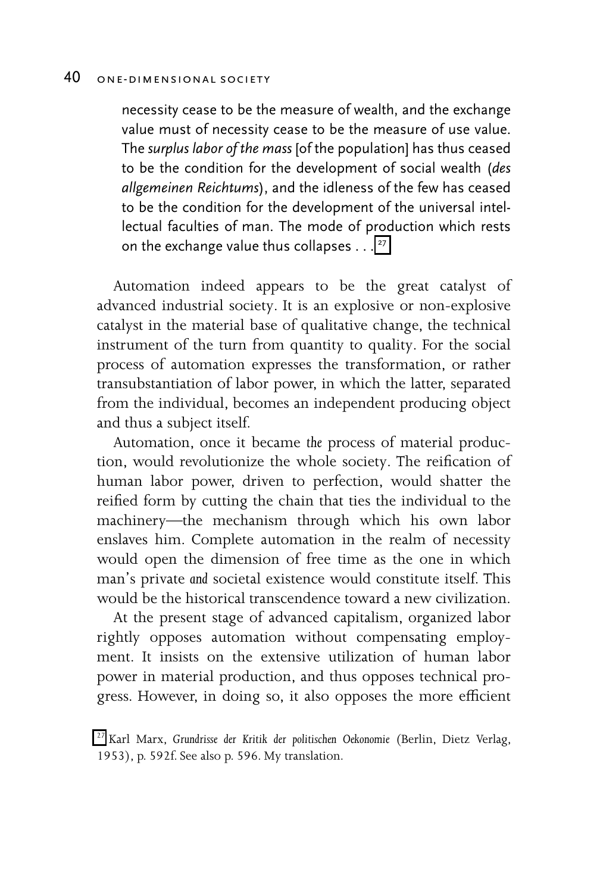> necessity cease to be the measure of wealth, and the exchange value must of necessity cease to be the measure of use value. The *surplus labor of the mass* [of the population] has thus ceased to be the condition for the development of social wealth (*des allgemeinen Reichtums*), and the idleness of the few has ceased to be the condition for the development of the universal intellectual faculties of man. The mode of production which rests on the exchange value thus collapses . . .[27]

Automation indeed appears to be the great catalyst of advanced industrial society. It is an explosive or non-explosive catalyst in the material base of qualitative change, the technical instrument of the turn from quantity to quality. For the social process of automation expresses the transformation, or rather transubstantiation of labor power, in which the latter, separated from the individual, becomes an independent producing object and thus a subject itself.

Automation, once it became *the* process of material production, would revolutionize the whole society. The reification of human labor power, driven to perfection, would shatter the reified form by cutting the chain that ties the individual to the machinery—the mechanism through which his own labor enslaves him. Complete automation in the realm of necessity would open the dimension of free time as the one in which man's private *and* societal existence would constitute itself. This would be the historical transcendence toward a new civilization.

At the present stage of advanced capitalism, organized labor rightly opposes automation without compensating employment. It insists on the extensive utilization of human labor power in material production, and thus opposes technical progress. However, in doing so, it also opposes the more efficient

[27] Karl Marx, *Grundrisse der Kritik der politischen Oekonomie* (Berlin, Dietz Verlag, 1953), p. 592f. See also p. 596. My translation.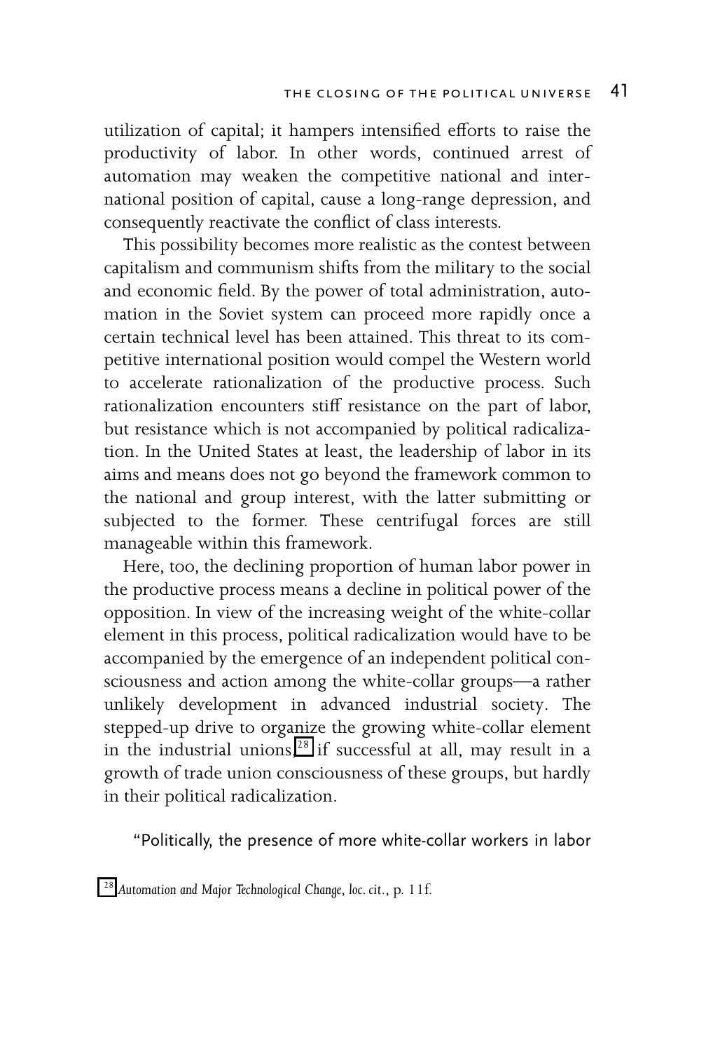utilization of capital; it hampers intensified efforts to raise the productivity of labor. In other words, continued arrest of automation may weaken the competitive national and international position of capital, cause a long-range depression, and consequently reactivate the conflict of class interests.

This possibility becomes more realistic as the contest between capitalism and communism shifts from the military to the social and economic field. By the power of total administration, automation in the Soviet system can proceed more rapidly once a certain technical level has been attained. This threat to its competitive international position would compel the Western world to accelerate rationalization of the productive process. Such rationalization encounters stiff resistance on the part of labor, but resistance which is not accompanied by political radicalization. In the United States at least, the leadership of labor in its aims and means does not go beyond the framework common to the national and group interest, with the latter submitting or subjected to the former. These centrifugal forces are still manageable within this framework.

Here, too, the declining proportion of human labor power in the productive process means a decline in political power of the opposition. In view of the increasing weight of the white-collar element in this process, political radicalization would have to be accompanied by the emergence of an independent political consciousness and action among the white-collar groups—a rather unlikely development in advanced industrial society. The stepped-up drive to organize the growing white-collar element in the industrial unions,[28] if successful at all, may result in a growth of trade union consciousness of these groups, but hardly in their political radicalization.

"Politically, the presence of more white-collar workers in labor

[28] *Automation and Major Technological Change*, *loc. cit.*, p. 11f.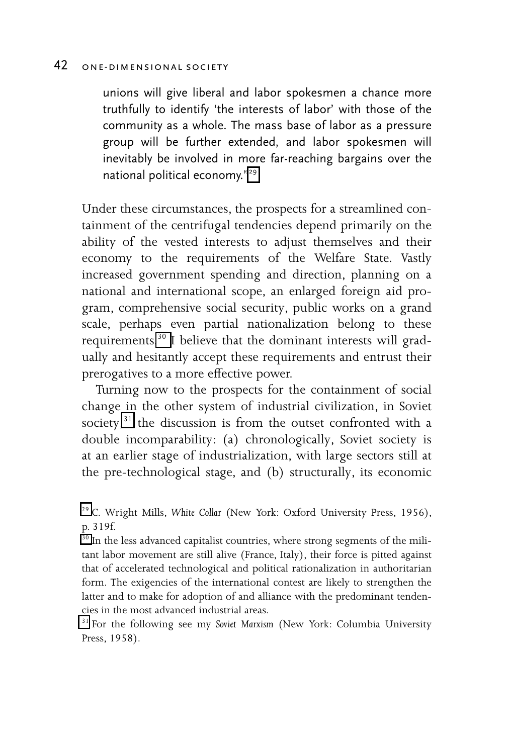> unions will give liberal and labor spokesmen a chance more truthfully to identify 'the interests of labor' with those of the community as a whole. The mass base of labor as a pressure group will be further extended, and labor spokesmen will inevitably be involved in more far-reaching bargains over the national political economy.'[29]

Under these circumstances, the prospects for a streamlined containment of the centrifugal tendencies depend primarily on the ability of the vested interests to adjust themselves and their economy to the requirements of the Welfare State. Vastly increased government spending and direction, planning on a national and international scope, an enlarged foreign aid program, comprehensive social security, public works on a grand scale, perhaps even partial nationalization belong to these requirements.[30] I believe that the dominant interests will gradually and hesitantly accept these requirements and entrust their prerogatives to a more effective power.

Turning now to the prospects for the containment of social change in the other system of industrial civilization, in Soviet society,[31] the discussion is from the outset confronted with a double incomparability: (a) chronologically, Soviet society is at an earlier stage of industrialization, with large sectors still at the pre-technological stage, and (b) structurally, its economic

[29] C. Wright Mills, *White Collar* (New York: Oxford University Press, 1956), p. 319f.

[30] In the less advanced capitalist countries, where strong segments of the militant labor movement are still alive (France, Italy), their force is pitted against that of accelerated technological and political rationalization in authoritarian form. The exigencies of the international contest are likely to strengthen the latter and to make for adoption of and alliance with the predominant tendencies in the most advanced industrial areas.

[31] For the following see my *Soviet Marxism* (New York: Columbia University Press, 1958).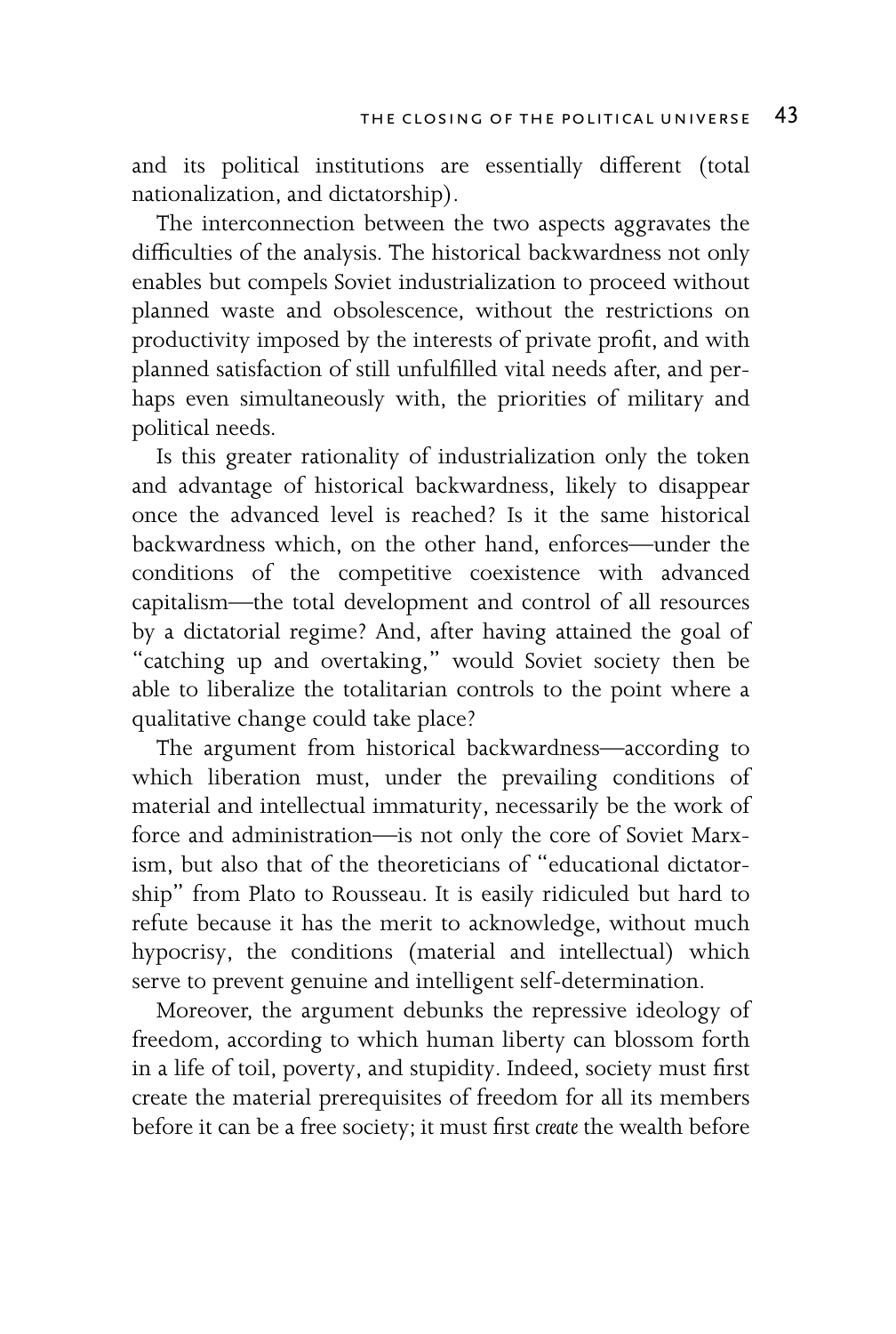and its political institutions are essentially different (total nationalization, and dictatorship).

The interconnection between the two aspects aggravates the difficulties of the analysis. The historical backwardness not only enables but compels Soviet industrialization to proceed without planned waste and obsolescence, without the restrictions on productivity imposed by the interests of private profit, and with planned satisfaction of still unfulfilled vital needs after, and perhaps even simultaneously with, the priorities of military and political needs.

Is this greater rationality of industrialization only the token and advantage of historical backwardness, likely to disappear once the advanced level is reached? Is it the same historical backwardness which, on the other hand, enforces—under the conditions of the competitive coexistence with advanced capitalism—the total development and control of all resources by a dictatorial regime? And, after having attained the goal of "catching up and overtaking," would Soviet society then be able to liberalize the totalitarian controls to the point where a qualitative change could take place?

The argument from historical backwardness—according to which liberation must, under the prevailing conditions of material and intellectual immaturity, necessarily be the work of force and administration—is not only the core of Soviet Marxism, but also that of the theoreticians of "educational dictatorship" from Plato to Rousseau. It is easily ridiculed but hard to refute because it has the merit to acknowledge, without much hypocrisy, the conditions (material and intellectual) which serve to prevent genuine and intelligent self-determination.

Moreover, the argument debunks the repressive ideology of freedom, according to which human liberty can blossom forth in a life of toil, poverty, and stupidity. Indeed, society must first create the material prerequisites of freedom for all its members before it can be a free society; it must first *create* the wealth before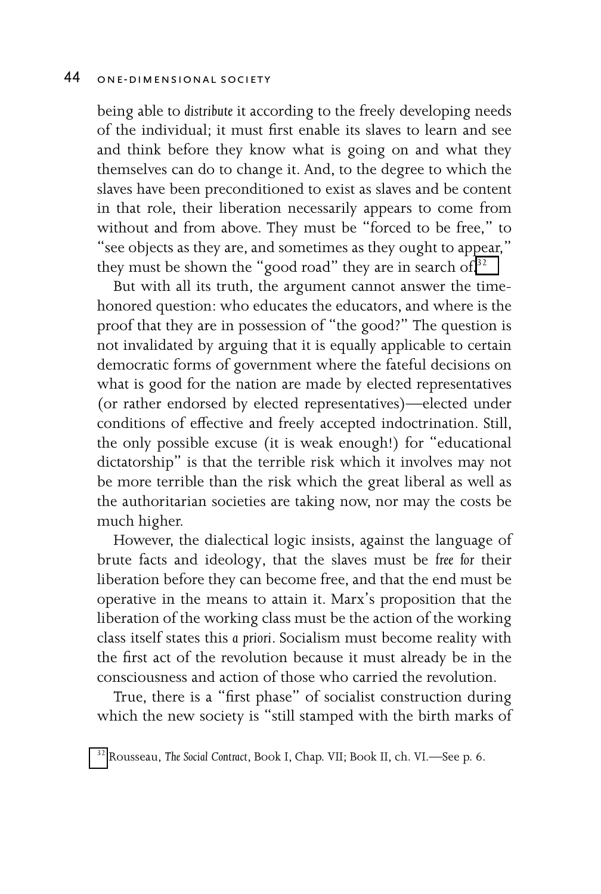being able to *distribute* it according to the freely developing needs of the individual; it must first enable its slaves to learn and see and think before they know what is going on and what they themselves can do to change it. And, to the degree to which the slaves have been preconditioned to exist as slaves and be content in that role, their liberation necessarily appears to come from without and from above. They must be "forced to be free," to "see objects as they are, and sometimes as they ought to appear," they must be shown the "good road" they are in search of.[32]

But with all its truth, the argument cannot answer the time-honored question: who educates the educators, and where is the proof that they are in possession of "the good?" The question is not invalidated by arguing that it is equally applicable to certain democratic forms of government where the fateful decisions on what is good for the nation are made by elected representatives (or rather endorsed by elected representatives)—elected under conditions of effective and freely accepted indoctrination. Still, the only possible excuse (it is weak enough!) for "educational dictatorship" is that the terrible risk which it involves may not be more terrible than the risk which the great liberal as well as the authoritarian societies are taking now, nor may the costs be much higher.

However, the dialectical logic insists, against the language of brute facts and ideology, that the slaves must be *free for* their liberation before they can become free, and that the end must be operative in the means to attain it. Marx's proposition that the liberation of the working class must be the action of the working class itself states this *a priori*. Socialism must become reality with the first act of the revolution because it must already be in the consciousness and action of those who carried the revolution.

True, there is a "first phase" of socialist construction during which the new society is "still stamped with the birth marks of

[32] Rousseau, *The Social Contract*, Book I, Chap. VII; Book II, ch. VI.—See p. 6.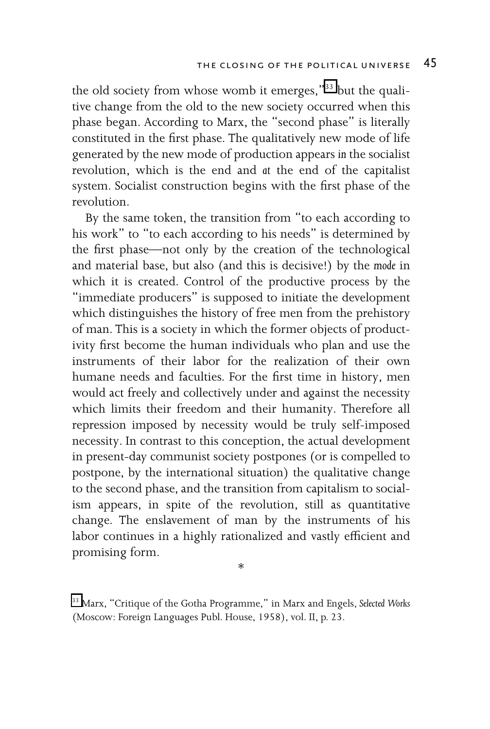the old society from whose womb it emerges,"[33] but the qualitive change from the old to the new society occurred when this phase began. According to Marx, the "second phase" is literally constituted in the first phase. The qualitatively new mode of life generated by the new mode of production appears *in* the socialist revolution, which is the end and *at* the end of the capitalist system. Socialist construction begins with the first phase of the revolution.

By the same token, the transition from "to each according to his work" to "to each according to his needs" is determined by the first phase—not only by the creation of the technological and material base, but also (and this is decisive!) by the *mode* in which it is created. Control of the productive process by the "immediate producers" is supposed to initiate the development which distinguishes the history of free men from the prehistory of man. This is a society in which the former objects of productivity first become the human individuals who plan and use the instruments of their labor for the realization of their own humane needs and faculties. For the first time in history, men would act freely and collectively under and against the necessity which limits their freedom and their humanity. Therefore all repression imposed by necessity would be truly self-imposed necessity. In contrast to this conception, the actual development in present-day communist society postpones (or is compelled to postpone, by the international situation) the qualitative change to the second phase, and the transition from capitalism to socialism appears, in spite of the revolution, still as quantitative change. The enslavement of man by the instruments of his labor continues in a highly rationalized and vastly efficient and promising form.

*

[33] Marx, "Critique of the Gotha Programme," in Marx and Engels, *Selected Works* (Moscow: Foreign Languages Publ. House, 1958), vol. II, p. 23.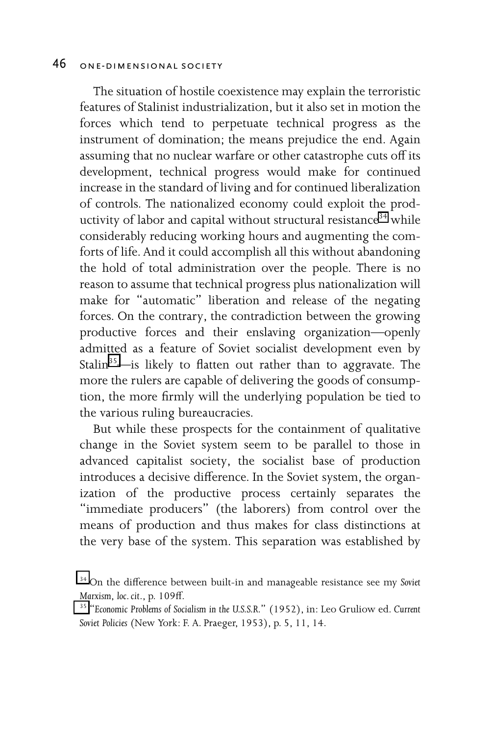The situation of hostile coexistence may explain the terroristic features of Stalinist industrialization, but it also set in motion the forces which tend to perpetuate technical progress as the instrument of domination; the means prejudice the end. Again assuming that no nuclear warfare or other catastrophe cuts off its development, technical progress would make for continued increase in the standard of living and for continued liberalization of controls. The nationalized economy could exploit the productivity of labor and capital without structural resistance[34] while considerably reducing working hours and augmenting the comforts of life. And it could accomplish all this without abandoning the hold of total administration over the people. There is no reason to assume that technical progress plus nationalization will make for "automatic" liberation and release of the negating forces. On the contrary, the contradiction between the growing productive forces and their enslaving organization—openly admitted as a feature of Soviet socialist development even by Stalin[35]—is likely to flatten out rather than to aggravate. The more the rulers are capable of delivering the goods of consumption, the more firmly will the underlying population be tied to the various ruling bureaucracies.

But while these prospects for the containment of qualitative change in the Soviet system seem to be parallel to those in advanced capitalist society, the socialist base of production introduces a decisive difference. In the Soviet system, the organization of the productive process certainly separates the "immediate producers" (the laborers) from control over the means of production and thus makes for class distinctions at the very base of the system. This separation was established by

[34] On the difference between built-in and manageable resistance see my *Soviet Marxism*, *loc. cit.*, p. 109ff.

[35] "*Economic Problems of Socialism in the U.S.S.R.*" (1952), in: Leo Gruliow ed. *Current Soviet Policies* (New York: F. A. Praeger, 1953), p. 5, 11, 14.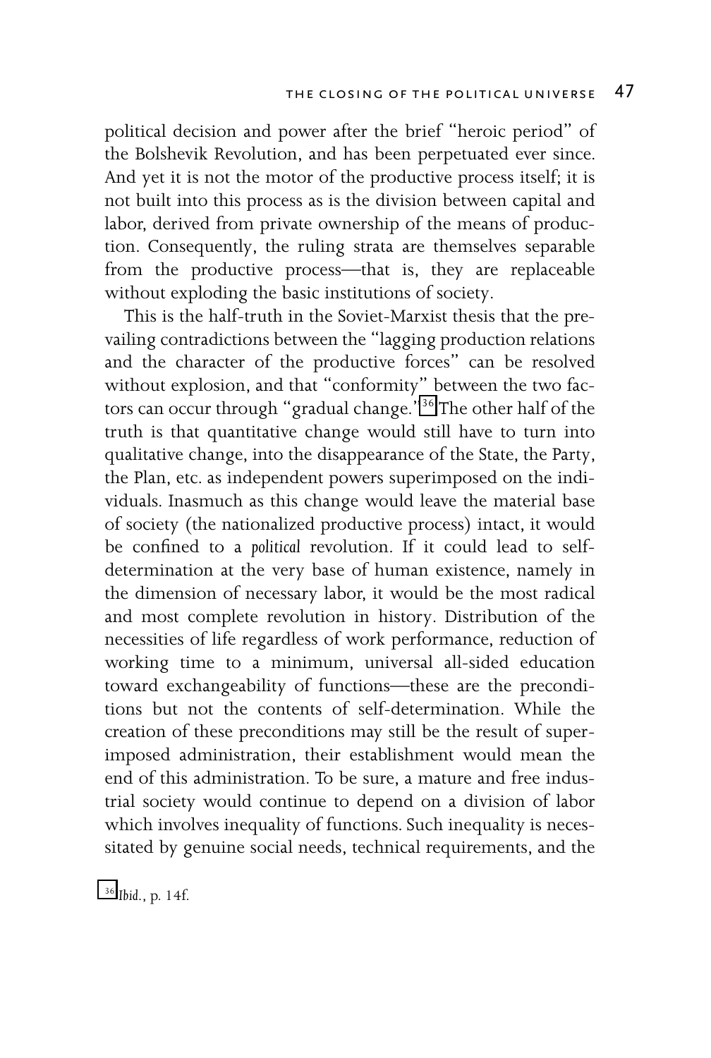political decision and power after the brief "heroic period" of the Bolshevik Revolution, and has been perpetuated ever since. And yet it is not the motor of the productive process itself; it is not built into this process as is the division between capital and labor, derived from private ownership of the means of production. Consequently, the ruling strata are themselves separable from the productive process—that is, they are replaceable without exploding the basic institutions of society.

This is the half-truth in the Soviet-Marxist thesis that the prevailing contradictions between the "lagging production relations and the character of the productive forces" can be resolved without explosion, and that "conformity" between the two factors can occur through "gradual change."[36] The other half of the truth is that quantitative change would still have to turn into qualitative change, into the disappearance of the State, the Party, the Plan, etc. as independent powers superimposed on the individuals. Inasmuch as this change would leave the material base of society (the nationalized productive process) intact, it would be confined to a *political* revolution. If it could lead to self-determination at the very base of human existence, namely in the dimension of necessary labor, it would be the most radical and most complete revolution in history. Distribution of the necessities of life regardless of work performance, reduction of working time to a minimum, universal all-sided education toward exchangeability of functions—these are the preconditions but not the contents of self-determination. While the creation of these preconditions may still be the result of superimposed administration, their establishment would mean the end of this administration. To be sure, a mature and free industrial society would continue to depend on a division of labor which involves inequality of functions. Such inequality is necessitated by genuine social needs, technical requirements, and the

[36] *Ibid.*, p. 14f.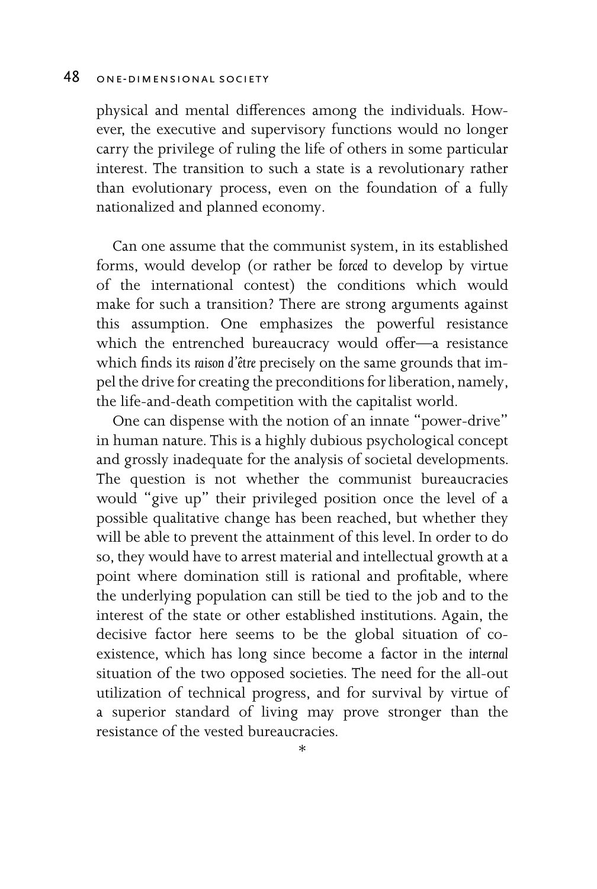physical and mental differences among the individuals. However, the executive and supervisory functions would no longer carry the privilege of ruling the life of others in some particular interest. The transition to such a state is a revolutionary rather than evolutionary process, even on the foundation of a fully nationalized and planned economy.

Can one assume that the communist system, in its established forms, would develop (or rather be *forced* to develop by virtue of the international contest) the conditions which would make for such a transition? There are strong arguments against this assumption. One emphasizes the powerful resistance which the entrenched bureaucracy would offer—a resistance which finds its *raison d'être* precisely on the same grounds that impel the drive for creating the preconditions for liberation, namely, the life-and-death competition with the capitalist world.

One can dispense with the notion of an innate "power-drive" in human nature. This is a highly dubious psychological concept and grossly inadequate for the analysis of societal developments. The question is not whether the communist bureaucracies would "give up" their privileged position once the level of a possible qualitative change has been reached, but whether they will be able to prevent the attainment of this level. In order to do so, they would have to arrest material and intellectual growth at a point where domination still is rational and profitable, where the underlying population can still be tied to the job and to the interest of the state or other established institutions. Again, the decisive factor here seems to be the global situation of coexistence, which has long since become a factor in the *internal* situation of the two opposed societies. The need for the all-out utilization of technical progress, and for survival by virtue of a superior standard of living may prove stronger than the resistance of the vested bureaucracies.

*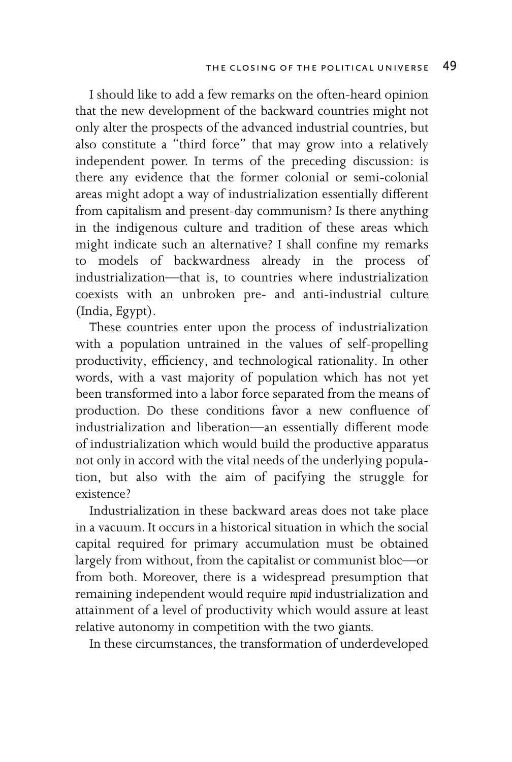I should like to add a few remarks on the often-heard opinion that the new development of the backward countries might not only alter the prospects of the advanced industrial countries, but also constitute a "third force" that may grow into a relatively independent power. In terms of the preceding discussion: is there any evidence that the former colonial or semi-colonial areas might adopt a way of industrialization essentially different from capitalism and present-day communism? Is there anything in the indigenous culture and tradition of these areas which might indicate such an alternative? I shall confine my remarks to models of backwardness already in the process of industrialization—that is, to countries where industrialization coexists with an unbroken pre- and anti-industrial culture (India, Egypt).

These countries enter upon the process of industrialization with a population untrained in the values of self-propelling productivity, efficiency, and technological rationality. In other words, with a vast majority of population which has not yet been transformed into a labor force separated from the means of production. Do these conditions favor a new confluence of industrialization and liberation—an essentially different mode of industrialization which would build the productive apparatus not only in accord with the vital needs of the underlying population, but also with the aim of pacifying the struggle for existence?

Industrialization in these backward areas does not take place in a vacuum. It occurs in a historical situation in which the social capital required for primary accumulation must be obtained largely from without, from the capitalist or communist bloc—or from both. Moreover, there is a widespread presumption that remaining independent would require *rapid* industrialization and attainment of a level of productivity which would assure at least relative autonomy in competition with the two giants.

In these circumstances, the transformation of underdeveloped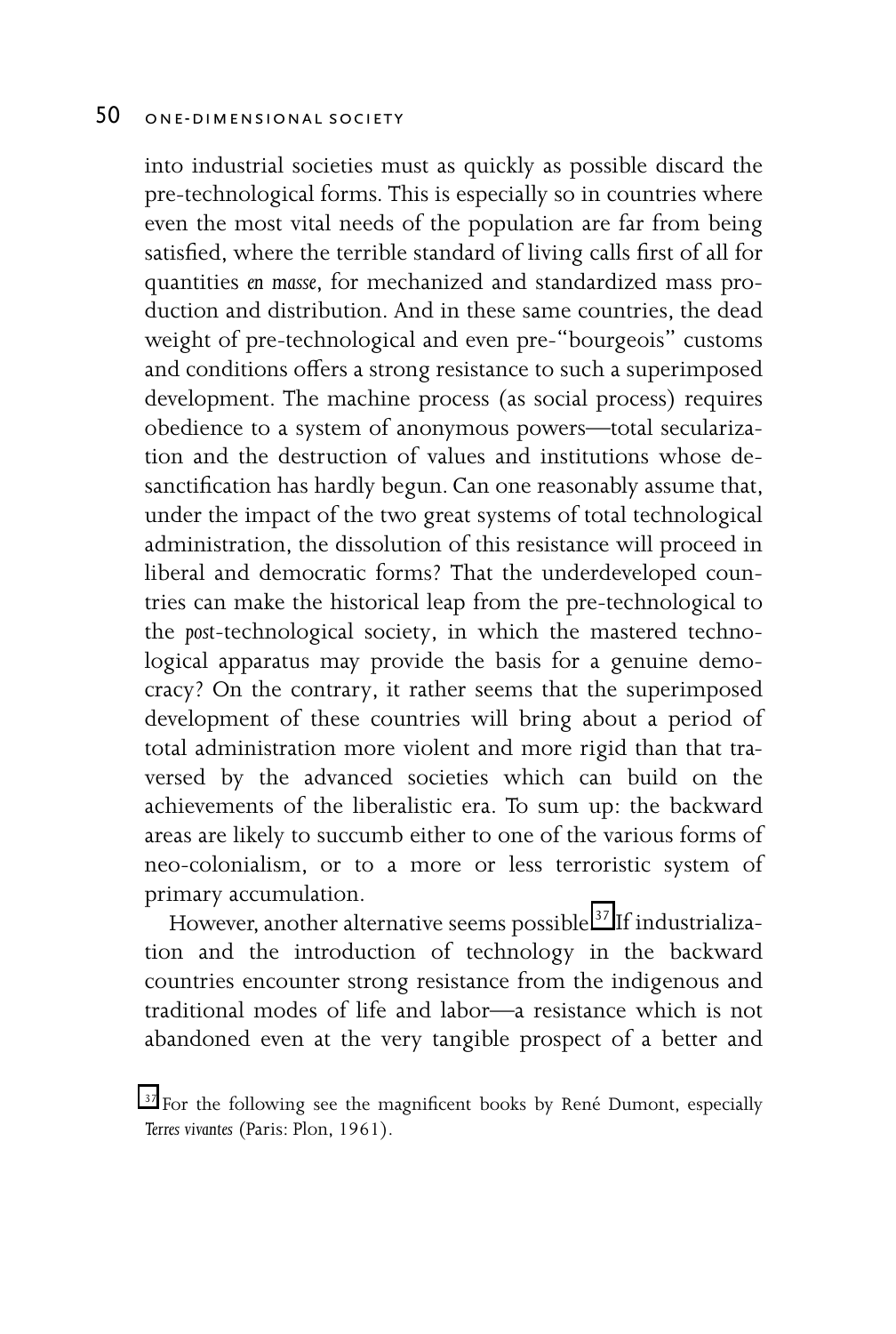into industrial societies must as quickly as possible discard the pre-technological forms. This is especially so in countries where even the most vital needs of the population are far from being satisfied, where the terrible standard of living calls first of all for quantities *en masse*, for mechanized and standardized mass production and distribution. And in these same countries, the dead weight of pre-technological and even pre-"bourgeois" customs and conditions offers a strong resistance to such a superimposed development. The machine process (as social process) requires obedience to a system of anonymous powers—total secularization and the destruction of values and institutions whose desanctification has hardly begun. Can one reasonably assume that, under the impact of the two great systems of total technological administration, the dissolution of this resistance will proceed in liberal and democratic forms? That the underdeveloped countries can make the historical leap from the pre-technological to the *post*-technological society, in which the mastered technological apparatus may provide the basis for a genuine democracy? On the contrary, it rather seems that the superimposed development of these countries will bring about a period of total administration more violent and more rigid than that traversed by the advanced societies which can build on the achievements of the liberalistic era. To sum up: the backward areas are likely to succumb either to one of the various forms of neo-colonialism, or to a more or less terroristic system of primary accumulation.

However, another alternative seems possible.[37] If industrialization and the introduction of technology in the backward countries encounter strong resistance from the indigenous and traditional modes of life and labor—a resistance which is not abandoned even at the very tangible prospect of a better and

[37] For the following see the magnificent books by René Dumont, especially *Terres vivantes* (Paris: Plon, 1961).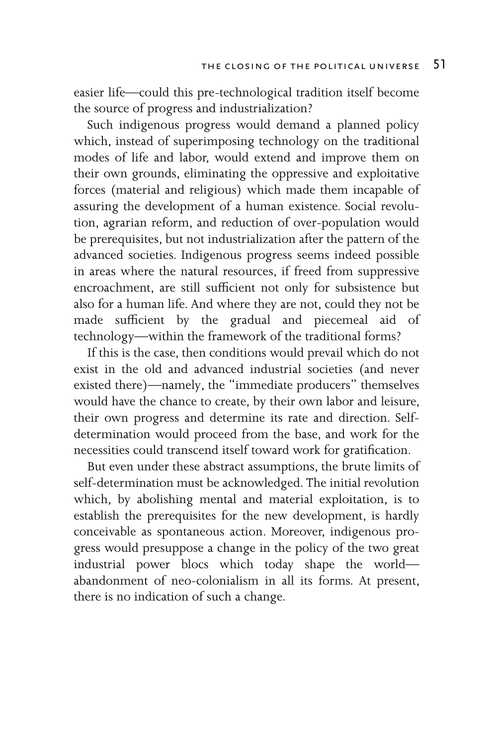easier life—could this pre-technological tradition itself become the source of progress and industrialization?

Such indigenous progress would demand a planned policy which, instead of superimposing technology on the traditional modes of life and labor, would extend and improve them on their own grounds, eliminating the oppressive and exploitative forces (material and religious) which made them incapable of assuring the development of a human existence. Social revolution, agrarian reform, and reduction of over-population would be prerequisites, but not industrialization after the pattern of the advanced societies. Indigenous progress seems indeed possible in areas where the natural resources, if freed from suppressive encroachment, are still sufficient not only for subsistence but also for a human life. And where they are not, could they not be made sufficient by the gradual and piecemeal aid of technology—within the framework of the traditional forms?

If this is the case, then conditions would prevail which do not exist in the old and advanced industrial societies (and never existed there)—namely, the "immediate producers" themselves would have the chance to create, by their own labor and leisure, their own progress and determine its rate and direction. Self-determination would proceed from the base, and work for the necessities could transcend itself toward work for gratification.

But even under these abstract assumptions, the brute limits of self-determination must be acknowledged. The initial revolution which, by abolishing mental and material exploitation, is to establish the prerequisites for the new development, is hardly conceivable as spontaneous action. Moreover, indigenous progress would presuppose a change in the policy of the two great industrial power blocs which today shape the world—abandonment of neo-colonialism in all its forms. At present, there is no indication of such a change.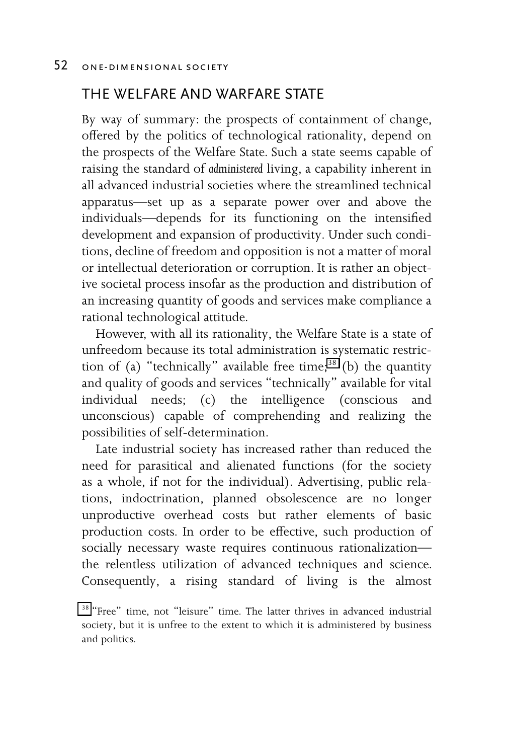## THE WELFARE AND WARFARE STATE

By way of summary: the prospects of containment of change, offered by the politics of technological rationality, depend on the prospects of the Welfare State. Such a state seems capable of raising the standard of *administered* living, a capability inherent in all advanced industrial societies where the streamlined technical apparatus—set up as a separate power over and above the individuals—depends for its functioning on the intensified development and expansion of productivity. Under such conditions, decline of freedom and opposition is not a matter of moral or intellectual deterioration or corruption. It is rather an objective societal process insofar as the production and distribution of an increasing quantity of goods and services make compliance a rational technological attitude.

However, with all its rationality, the Welfare State is a state of unfreedom because its total administration is systematic restriction of (a) "technically" available free time;[38] (b) the quantity and quality of goods and services "technically" available for vital individual needs; (c) the intelligence (conscious and unconscious) capable of comprehending and realizing the possibilities of self-determination.

Late industrial society has increased rather than reduced the need for parasitical and alienated functions (for the society as a whole, if not for the individual). Advertising, public relations, indoctrination, planned obsolescence are no longer unproductive overhead costs but rather elements of basic production costs. In order to be effective, such production of socially necessary waste requires continuous rationalization—the relentless utilization of advanced techniques and science. Consequently, a rising standard of living is the almost

[38] "Free" time, not "leisure" time. The latter thrives in advanced industrial society, but it is unfree to the extent to which it is administered by business and politics.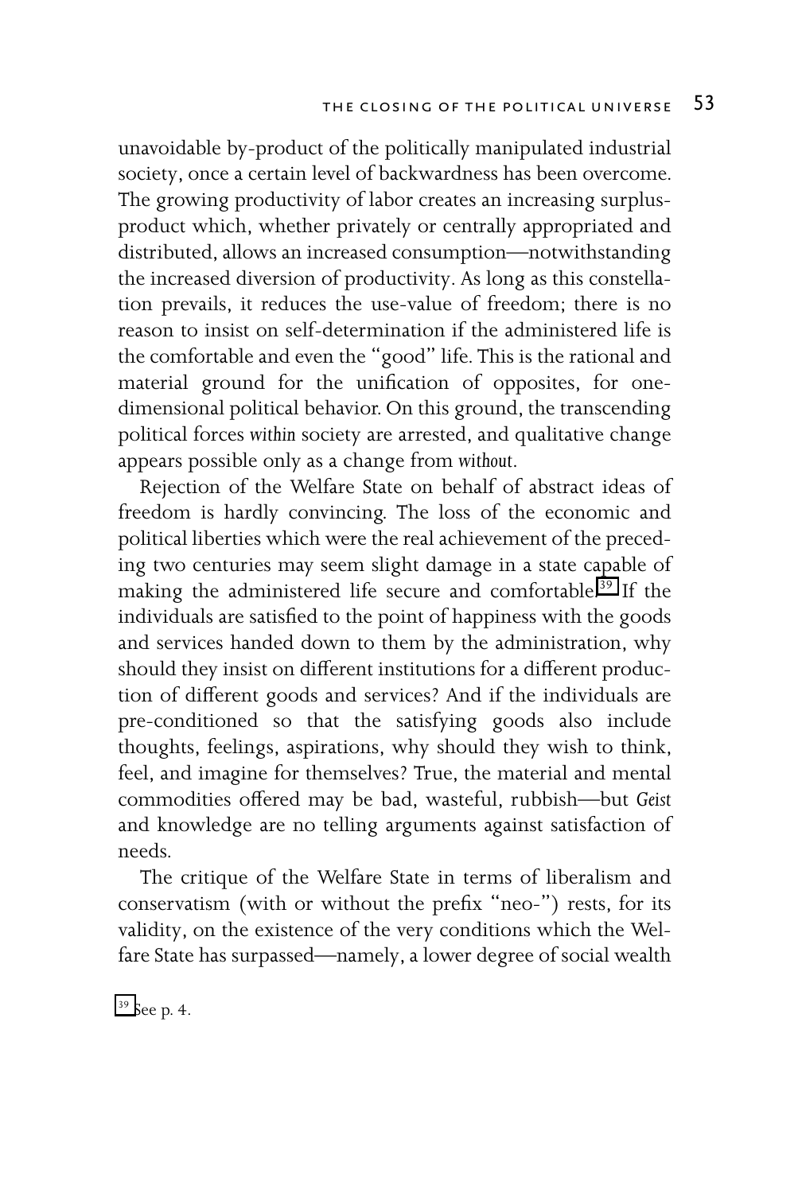unavoidable by-product of the politically manipulated industrial society, once a certain level of backwardness has been overcome. The growing productivity of labor creates an increasing surplus-product which, whether privately or centrally appropriated and distributed, allows an increased consumption—notwithstanding the increased diversion of productivity. As long as this constellation prevails, it reduces the use-value of freedom; there is no reason to insist on self-determination if the administered life is the comfortable and even the "good" life. This is the rational and material ground for the unification of opposites, for one-dimensional political behavior. On this ground, the transcending political forces *within* society are arrested, and qualitative change appears possible only as a change from *without*.

Rejection of the Welfare State on behalf of abstract ideas of freedom is hardly convincing. The loss of the economic and political liberties which were the real achievement of the preceding two centuries may seem slight damage in a state capable of making the administered life secure and comfortable.[39] If the individuals are satisfied to the point of happiness with the goods and services handed down to them by the administration, why should they insist on different institutions for a different production of different goods and services? And if the individuals are pre-conditioned so that the satisfying goods also include thoughts, feelings, aspirations, why should they wish to think, feel, and imagine for themselves? True, the material and mental commodities offered may be bad, wasteful, rubbish—but *Geist* and knowledge are no telling arguments against satisfaction of needs.

The critique of the Welfare State in terms of liberalism and conservatism (with or without the prefix "neo-") rests, for its validity, on the existence of the very conditions which the Welfare State has surpassed—namely, a lower degree of social wealth

[39] See p. 4.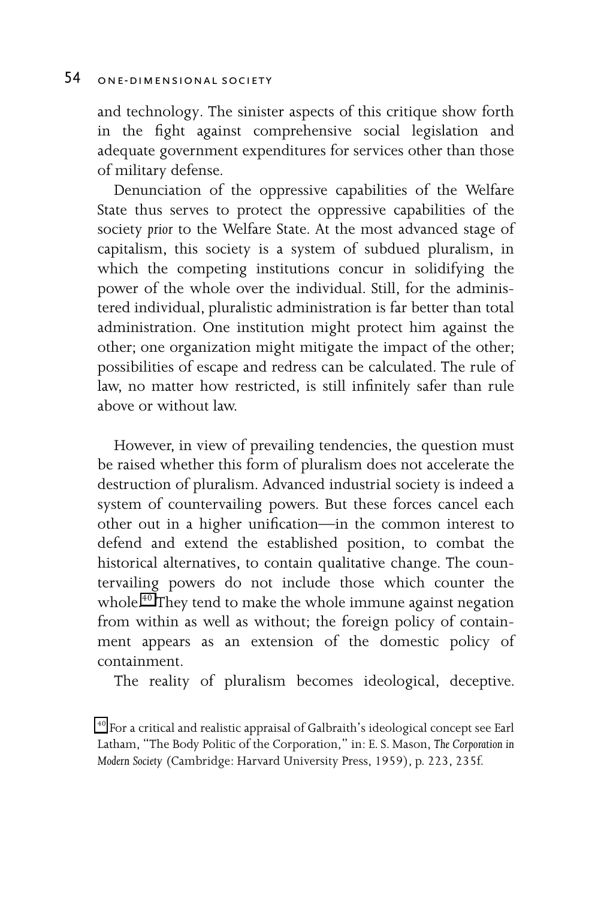and technology. The sinister aspects of this critique show forth in the fight against comprehensive social legislation and adequate government expenditures for services other than those of military defense.

Denunciation of the oppressive capabilities of the Welfare State thus serves to protect the oppressive capabilities of the society *prior* to the Welfare State. At the most advanced stage of capitalism, this society is a system of subdued pluralism, in which the competing institutions concur in solidifying the power of the whole over the individual. Still, for the administered individual, pluralistic administration is far better than total administration. One institution might protect him against the other; one organization might mitigate the impact of the other; possibilities of escape and redress can be calculated. The rule of law, no matter how restricted, is still infinitely safer than rule above or without law.

However, in view of prevailing tendencies, the question must be raised whether this form of pluralism does not accelerate the destruction of pluralism. Advanced industrial society is indeed a system of countervailing powers. But these forces cancel each other out in a higher unification—in the common interest to defend and extend the established position, to combat the historical alternatives, to contain qualitative change. The countervailing powers do not include those which counter the whole.[40] They tend to make the whole immune against negation from within as well as without; the foreign policy of containment appears as an extension of the domestic policy of containment.

The reality of pluralism becomes ideological, deceptive.

[40] For a critical and realistic appraisal of Galbraith's ideological concept see Earl Latham, "The Body Politic of the Corporation," in: E. S. Mason, *The Corporation in Modern Society* (Cambridge: Harvard University Press, 1959), p. 223, 235f.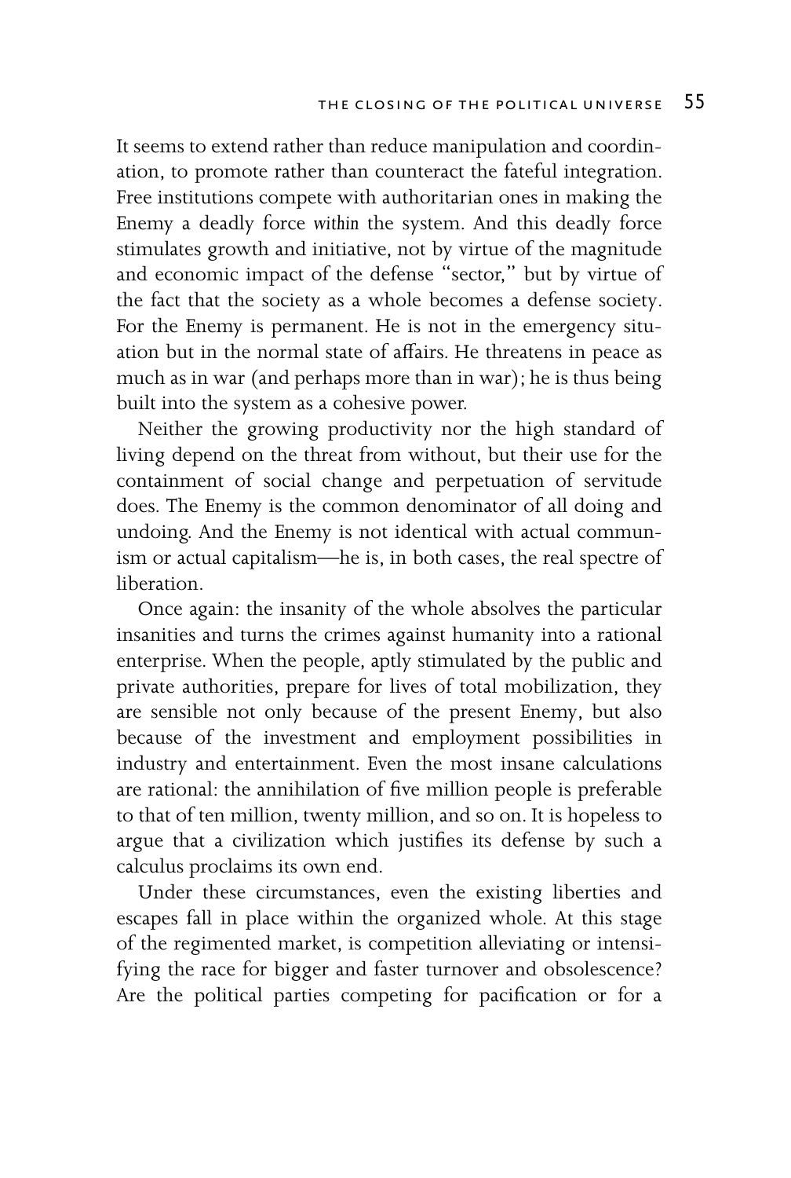It seems to extend rather than reduce manipulation and coordination, to promote rather than counteract the fateful integration. Free institutions compete with authoritarian ones in making the Enemy a deadly force *within* the system. And this deadly force stimulates growth and initiative, not by virtue of the magnitude and economic impact of the defense "sector," but by virtue of the fact that the society as a whole becomes a defense society. For the Enemy is permanent. He is not in the emergency situation but in the normal state of affairs. He threatens in peace as much as in war (and perhaps more than in war); he is thus being built into the system as a cohesive power.

Neither the growing productivity nor the high standard of living depend on the threat from without, but their use for the containment of social change and perpetuation of servitude does. The Enemy is the common denominator of all doing and undoing. And the Enemy is not identical with actual communism or actual capitalism—he is, in both cases, the real spectre of liberation.

Once again: the insanity of the whole absolves the particular insanities and turns the crimes against humanity into a rational enterprise. When the people, aptly stimulated by the public and private authorities, prepare for lives of total mobilization, they are sensible not only because of the present Enemy, but also because of the investment and employment possibilities in industry and entertainment. Even the most insane calculations are rational: the annihilation of five million people is preferable to that of ten million, twenty million, and so on. It is hopeless to argue that a civilization which justifies its defense by such a calculus proclaims its own end.

Under these circumstances, even the existing liberties and escapes fall in place within the organized whole. At this stage of the regimented market, is competition alleviating or intensifying the race for bigger and faster turnover and obsolescence? Are the political parties competing for pacification or for a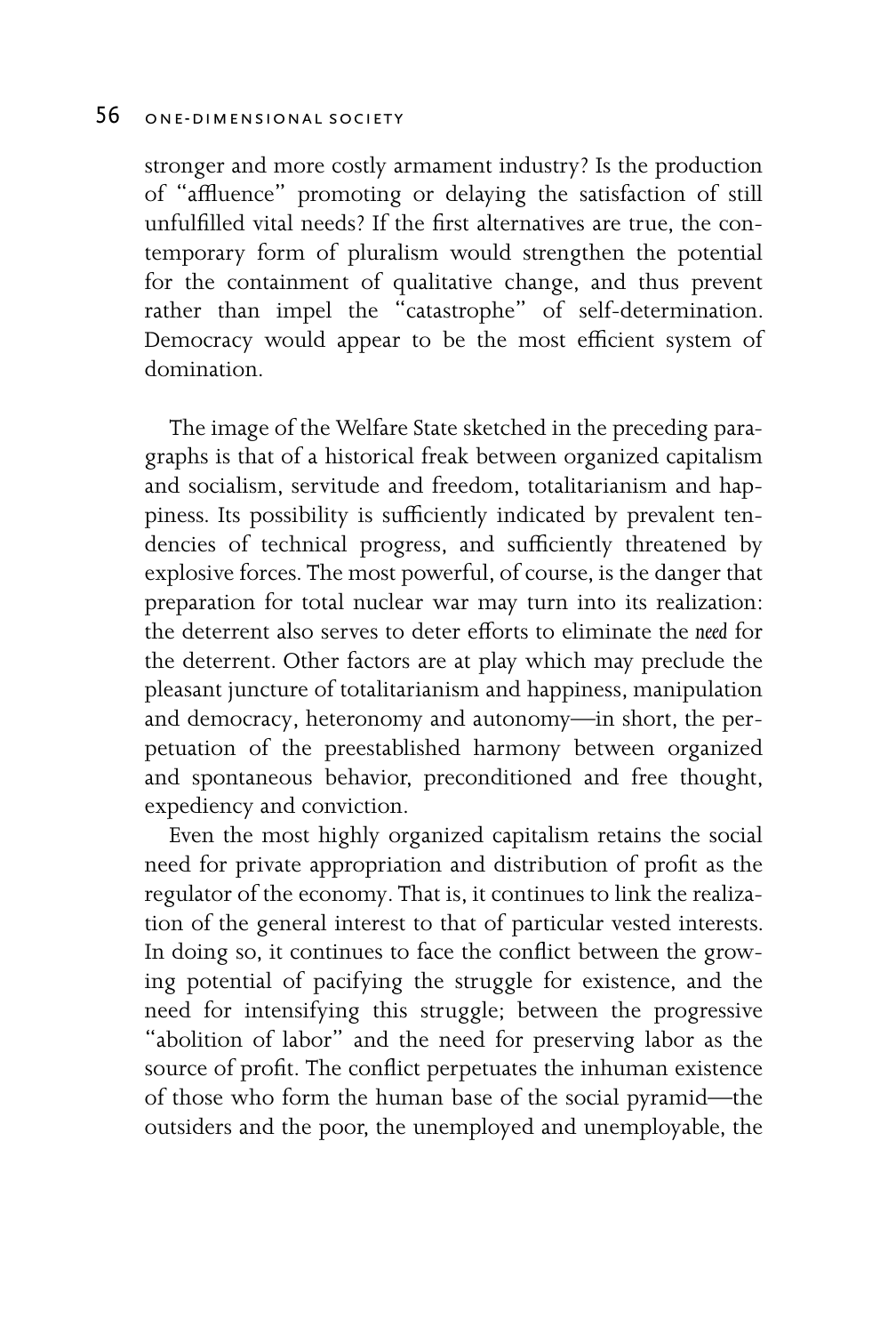stronger and more costly armament industry? Is the production of "affluence" promoting or delaying the satisfaction of still unfulfilled vital needs? If the first alternatives are true, the contemporary form of pluralism would strengthen the potential for the containment of qualitative change, and thus prevent rather than impel the "catastrophe" of self-determination. Democracy would appear to be the most efficient system of domination.

The image of the Welfare State sketched in the preceding paragraphs is that of a historical freak between organized capitalism and socialism, servitude and freedom, totalitarianism and happiness. Its possibility is sufficiently indicated by prevalent tendencies of technical progress, and sufficiently threatened by explosive forces. The most powerful, of course, is the danger that preparation for total nuclear war may turn into its realization: the deterrent also serves to deter efforts to eliminate the *need* for the deterrent. Other factors are at play which may preclude the pleasant juncture of totalitarianism and happiness, manipulation and democracy, heteronomy and autonomy—in short, the perpetuation of the preestablished harmony between organized and spontaneous behavior, preconditioned and free thought, expediency and conviction.

Even the most highly organized capitalism retains the social need for private appropriation and distribution of profit as the regulator of the economy. That is, it continues to link the realization of the general interest to that of particular vested interests. In doing so, it continues to face the conflict between the growing potential of pacifying the struggle for existence, and the need for intensifying this struggle; between the progressive "abolition of labor" and the need for preserving labor as the source of profit. The conflict perpetuates the inhuman existence of those who form the human base of the social pyramid—the outsiders and the poor, the unemployed and unemployable, the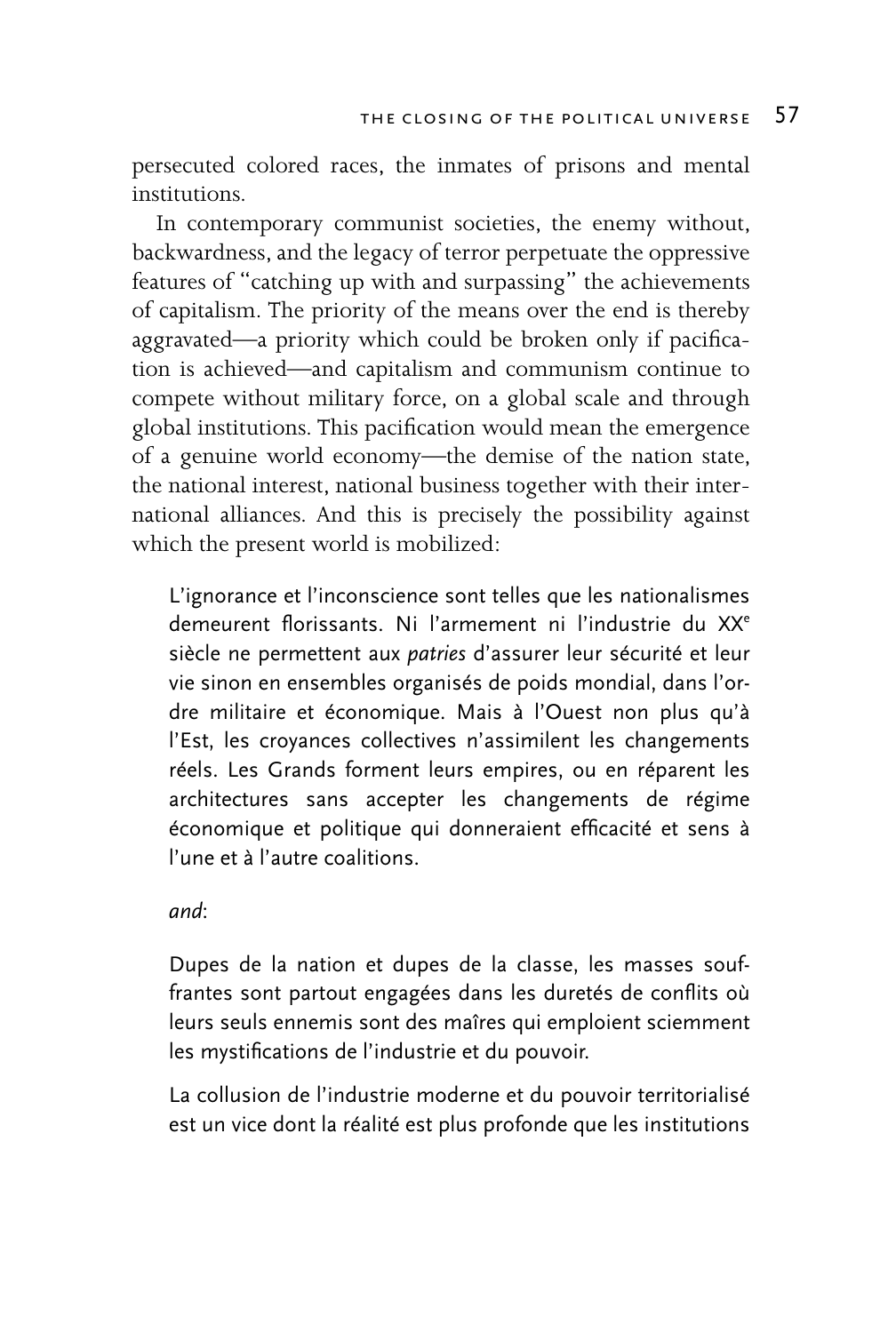persecuted colored races, the inmates of prisons and mental institutions.

In contemporary communist societies, the enemy without, backwardness, and the legacy of terror perpetuate the oppressive features of "catching up with and surpassing" the achievements of capitalism. The priority of the means over the end is thereby aggravated—a priority which could be broken only if pacification is achieved—and capitalism and communism continue to compete without military force, on a global scale and through global institutions. This pacification would mean the emergence of a genuine world economy—the demise of the nation state, the national interest, national business together with their international alliances. And this is precisely the possibility against which the present world is mobilized:

> L'ignorance et l'inconscience sont telles que les nationalismes demeurent florissants. Ni l'armement ni l'industrie du XX^e siècle ne permettent aux *patries* d'assurer leur sécurité et leur vie sinon en ensembles organisés de poids mondial, dans l'ordre militaire et économique. Mais à l'Ouest non plus qu'à l'Est, les croyances collectives n'assimilent les changements réels. Les Grands forment leurs empires, ou en réparent les architectures sans accepter les changements de régime économique et politique qui donneraient efficacité et sens à l'une et à l'autre coalitions.

*and*:

> Dupes de la nation et dupes de la classe, les masses souffrantes sont partout engagées dans les duretés de conflits où leurs seuls ennemis sont des maîres qui emploient sciemment les mystifications de l'industrie et du pouvoir.
>
> La collusion de l'industrie moderne et du pouvoir territorialisé est un vice dont la réalité est plus profonde que les institutions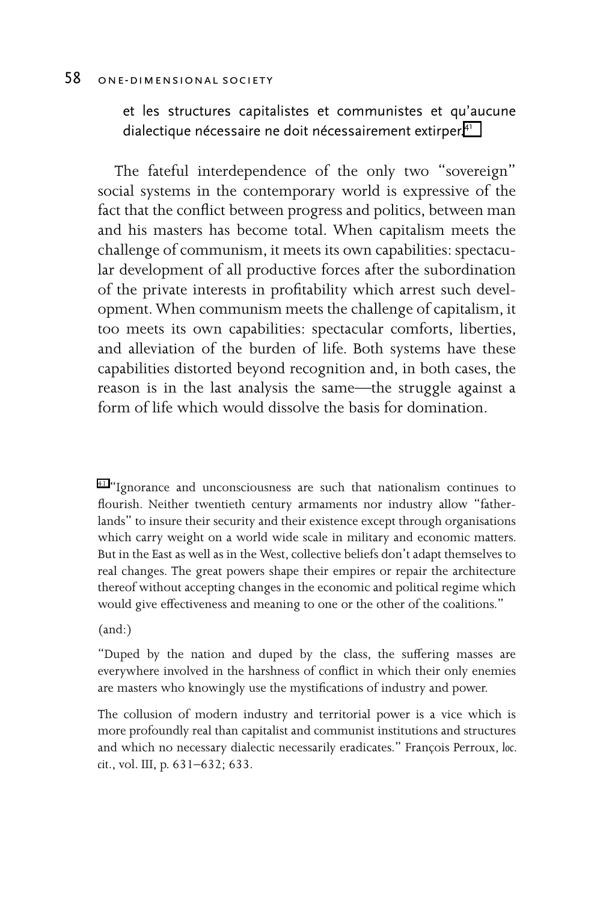et les structures capitalistes et communistes et qu'aucune dialectique nécessaire ne doit nécessairement extirper.[41]

The fateful interdependence of the only two "sovereign" social systems in the contemporary world is expressive of the fact that the conflict between progress and politics, between man and his masters has become total. When capitalism meets the challenge of communism, it meets its own capabilities: spectacular development of all productive forces after the subordination of the private interests in profitability which arrest such development. When communism meets the challenge of capitalism, it too meets its own capabilities: spectacular comforts, liberties, and alleviation of the burden of life. Both systems have these capabilities distorted beyond recognition and, in both cases, the reason is in the last analysis the same—the struggle against a form of life which would dissolve the basis for domination.

[41] "Ignorance and unconsciousness are such that nationalism continues to flourish. Neither twentieth century armaments nor industry allow "fatherlands" to insure their security and their existence except through organisations which carry weight on a world wide scale in military and economic matters. But in the East as well as in the West, collective beliefs don't adapt themselves to real changes. The great powers shape their empires or repair the architecture thereof without accepting changes in the economic and political regime which would give effectiveness and meaning to one or the other of the coalitions."

(and:)

"Duped by the nation and duped by the class, the suffering masses are everywhere involved in the harshness of conflict in which their only enemies are masters who knowingly use the mystifications of industry and power.

The collusion of modern industry and territorial power is a vice which is more profoundly real than capitalist and communist institutions and structures and which no necessary dialectic necessarily eradicates." François Perroux, *loc. cit.*, vol. III, p. 631–632; 633.